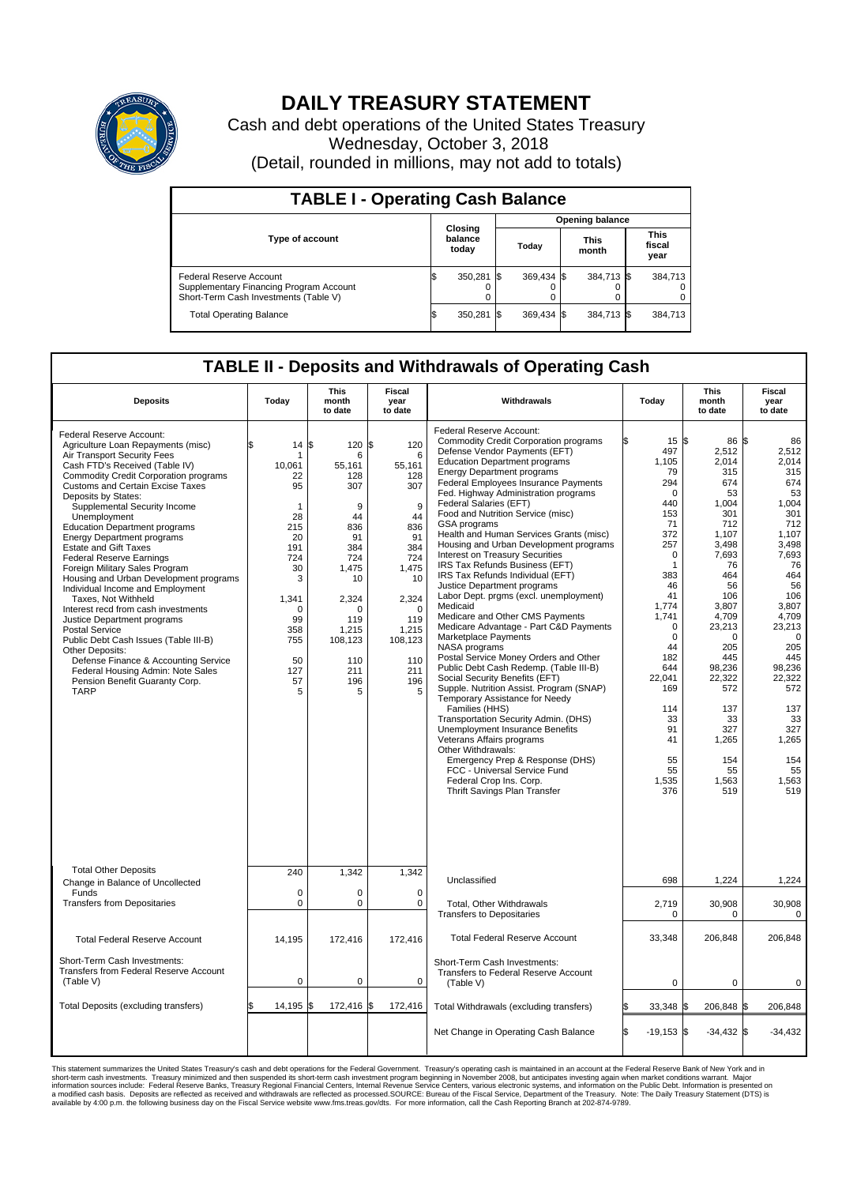# DAILY TREASURY STATEMENT

Cash and debt operations of the United States Treasury
Wednesday, October 3, 2018
(Detail, rounded in millions, may not add to totals)

## TABLE I - Operating Cash Balance

| Type of account | Closing balance today | Opening balance Today | Opening balance This month | Opening balance This fiscal year |
|---|---|---|---|---|
| Federal Reserve Account | $ 350,281 | $ 369,434 | $ 384,713 | $ 384,713 |
| Supplementary Financing Program Account | 0 | 0 | 0 | 0 |
| Short-Term Cash Investments (Table V) | 0 | 0 | 0 | 0 |
| Total Operating Balance | $ 350,281 | $ 369,434 | $ 384,713 | $ 384,713 |

## TABLE II - Deposits and Withdrawals of Operating Cash

| Deposits | Today | This month to date | Fiscal year to date | Withdrawals | Today | This month to date | Fiscal year to date |
|---|---|---|---|---|---|---|---|
| Federal Reserve Account: | | | | Federal Reserve Account: | | | |
| Agriculture Loan Repayments (misc) | $ 14 | $ 120 | $ 120 | Commodity Credit Corporation programs | $ 15 | $ 86 | $ 86 |
| Air Transport Security Fees | 1 | 6 | 6 | Defense Vendor Payments (EFT) | 497 | 2,512 | 2,512 |
| Cash FTD's Received (Table IV) | 10,061 | 55,161 | 55,161 | Education Department programs | 1,105 | 2,014 | 2,014 |
| Commodity Credit Corporation programs | 22 | 128 | 128 | Energy Department programs | 79 | 315 | 315 |
| Customs and Certain Excise Taxes | 95 | 307 | 307 | Federal Employees Insurance Payments | 294 | 674 | 674 |
| Deposits by States: | | | | Fed. Highway Administration programs | 0 | 53 | 53 |
| Supplemental Security Income | 1 | 9 | 9 | Federal Salaries (EFT) | 440 | 1,004 | 1,004 |
| Unemployment | 28 | 44 | 44 | Food and Nutrition Service (misc) | 153 | 301 | 301 |
| Education Department programs | 215 | 836 | 836 | GSA programs | 71 | 712 | 712 |
| Energy Department programs | 20 | 91 | 91 | Health and Human Services Grants (misc) | 372 | 1,107 | 1,107 |
| Estate and Gift Taxes | 191 | 384 | 384 | Housing and Urban Development programs | 257 | 3,498 | 3,498 |
| Federal Reserve Earnings | 724 | 724 | 724 | Interest on Treasury Securities | 0 | 7,693 | 7,693 |
| Foreign Military Sales Program | 30 | 1,475 | 1,475 | IRS Tax Refunds Business (EFT) | 1 | 76 | 76 |
| Housing and Urban Development programs | 3 | 10 | 10 | IRS Tax Refunds Individual (EFT) | 383 | 464 | 464 |
| Individual Income and Employment | | | | Justice Department programs | 46 | 56 | 56 |
| Taxes, Not Withheld | 1,341 | 2,324 | 2,324 | Labor Dept. prgms (excl. unemployment) | 41 | 106 | 106 |
| Interest recd from cash investments | 0 | 0 | 0 | Medicaid | 1,774 | 3,807 | 3,807 |
| Justice Department programs | 99 | 119 | 119 | Medicare and Other CMS Payments | 1,741 | 4,709 | 4,709 |
| Postal Service | 358 | 1,215 | 1,215 | Medicare Advantage - Part C&D Payments | 0 | 23,213 | 23,213 |
| Public Debt Cash Issues (Table III-B) | 755 | 108,123 | 108,123 | Marketplace Payments | 0 | 0 | 0 |
| Other Deposits: | | | | NASA programs | 44 | 205 | 205 |
| Defense Finance & Accounting Service | 50 | 110 | 110 | Postal Service Money Orders and Other | 182 | 445 | 445 |
| Federal Housing Admin: Note Sales | 127 | 211 | 211 | Public Debt Cash Redemp. (Table III-B) | 644 | 98,236 | 98,236 |
| Pension Benefit Guaranty Corp. | 57 | 196 | 196 | Social Security Benefits (EFT) | 22,041 | 22,322 | 22,322 |
| TARP | 5 | 5 | 5 | Supple. Nutrition Assist. Program (SNAP) | 169 | 572 | 572 |
| | | | | Temporary Assistance for Needy Families (HHS) | 114 | 137 | 137 |
| | | | | Transportation Security Admin. (DHS) | 33 | 33 | 33 |
| | | | | Unemployment Insurance Benefits | 91 | 327 | 327 |
| | | | | Veterans Affairs programs | 41 | 1,265 | 1,265 |
| | | | | Other Withdrawals: | | | |
| | | | | Emergency Prep & Response (DHS) | 55 | 154 | 154 |
| | | | | FCC - Universal Service Fund | 55 | 55 | 55 |
| | | | | Federal Crop Ins. Corp. | 1,535 | 1,563 | 1,563 |
| | | | | Thrift Savings Plan Transfer | 376 | 519 | 519 |
| Total Other Deposits | 240 | 1,342 | 1,342 | Unclassified | 698 | 1,224 | 1,224 |
| Change in Balance of Uncollected Funds | 0 | 0 | 0 | | | | |
| Transfers from Depositaries | 0 | 0 | 0 | Total, Other Withdrawals | 2,719 | 30,908 | 30,908 |
| | | | | Transfers to Depositaries | 0 | 0 | 0 |
| Total Federal Reserve Account | 14,195 | 172,416 | 172,416 | Total Federal Reserve Account | 33,348 | 206,848 | 206,848 |
| Short-Term Cash Investments: Transfers from Federal Reserve Account (Table V) | 0 | 0 | 0 | Short-Term Cash Investments: Transfers to Federal Reserve Account (Table V) | 0 | 0 | 0 |
| Total Deposits (excluding transfers) | $ 14,195 | $ 172,416 | $ 172,416 | Total Withdrawals (excluding transfers) | $ 33,348 | $ 206,848 | $ 206,848 |
| | | | | Net Change in Operating Cash Balance | $ -19,153 | $ -34,432 | $ -34,432 |

This statement summarizes the United States Treasury's cash and debt operations for the Federal Government. Treasury's operating cash is maintained in an account at the Federal Reserve Bank of New York and in short-term cash investments. Treasury minimized and then suspended its short-term cash investment program beginning in November 2008, but anticipates investing again when market conditions warrant. Major information sources include: Federal Reserve Banks, Treasury Regional Financial Centers, Internal Revenue Service Centers, various electronic systems, and information on the Public Debt. Information is presented on a modified cash basis. Deposits are reflected as received and withdrawals are reflected as processed.SOURCE: Bureau of the Fiscal Service, Department of the Treasury. Note: The Daily Treasury Statement (DTS) is available by 4:00 p.m. the following business day on the Fiscal Service website www.fms.treas.gov/dts. For more information, call the Cash Reporting Branch at 202-874-9789.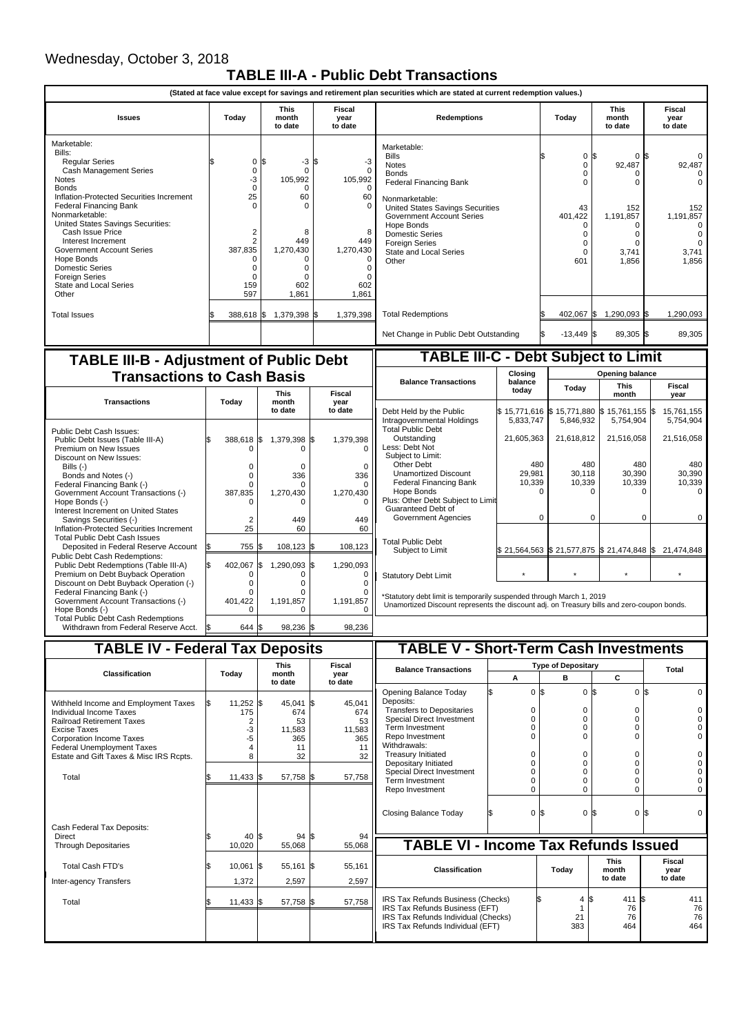Wednesday, October 3, 2018

# TABLE III-A - Public Debt Transactions

(Stated at face value except for savings and retirement plan securities which are stated at current redemption values.)

| Issues | Today | This month to date | Fiscal year to date |
|---|---|---|---|
| Marketable: | | | |
| Bills: | | | |
| Regular Series | $ 0 | $ -3 | $ -3 |
| Cash Management Series | 0 | 0 | 0 |
| Notes | -3 | 105,992 | 105,992 |
| Bonds | 0 | 0 | 0 |
| Inflation-Protected Securities Increment | 25 | 60 | 60 |
| Federal Financing Bank | 0 | 0 | 0 |
| Nonmarketable: | | | |
| United States Savings Securities: | | | |
| Cash Issue Price | 2 | 8 | 8 |
| Interest Increment | 2 | 449 | 449 |
| Government Account Series | 387,835 | 1,270,430 | 1,270,430 |
| Hope Bonds | 0 | 0 | 0 |
| Domestic Series | 0 | 0 | 0 |
| Foreign Series | 0 | 0 | 0 |
| State and Local Series | 159 | 602 | 602 |
| Other | 597 | 1,861 | 1,861 |
| Total Issues | $ 388,618 | $ 1,379,398 | $ 1,379,398 |

| Redemptions | Today | This month to date | Fiscal year to date |
|---|---|---|---|
| Marketable: | | | |
| Bills | $ 0 | $ 0 | $ 0 |
| Notes | 0 | 92,487 | 92,487 |
| Bonds | 0 | 0 | 0 |
| Federal Financing Bank | 0 | 0 | 0 |
| Nonmarketable: | | | |
| United States Savings Securities | 43 | 152 | 152 |
| Government Account Series | 401,422 | 1,191,857 | 1,191,857 |
| Hope Bonds | 0 | 0 | 0 |
| Domestic Series | 0 | 0 | 0 |
| Foreign Series | 0 | 0 | 0 |
| State and Local Series | 0 | 3,741 | 3,741 |
| Other | 601 | 1,856 | 1,856 |
| Total Redemptions | $ 402,067 | $ 1,290,093 | $ 1,290,093 |
| Net Change in Public Debt Outstanding | $ -13,449 | $ 89,305 | $ 89,305 |

# TABLE III-B - Adjustment of Public Debt Transactions to Cash Basis

| Transactions | Today | This month to date | Fiscal year to date |
|---|---|---|---|
| Public Debt Cash Issues: | | | |
| Public Debt Issues (Table III-A) | $ 388,618 | $ 1,379,398 | $ 1,379,398 |
| Premium on New Issues | 0 | 0 | 0 |
| Discount on New Issues: | | | |
| Bills (-) | 0 | 0 | 0 |
| Bonds and Notes (-) | 0 | 336 | 336 |
| Federal Financing Bank (-) | 0 | 0 | 0 |
| Government Account Transactions (-) | 387,835 | 1,270,430 | 1,270,430 |
| Hope Bonds (-) | 0 | 0 | 0 |
| Interest Increment on United States Savings Securities (-) | 2 | 449 | 449 |
| Inflation-Protected Securities Increment | 25 | 60 | 60 |
| Total Public Debt Cash Issues Deposited in Federal Reserve Account | $ 755 | $ 108,123 | $ 108,123 |
| Public Debt Cash Redemptions: | | | |
| Public Debt Redemptions (Table III-A) | $ 402,067 | $ 1,290,093 | $ 1,290,093 |
| Premium on Debt Buyback Operation | 0 | 0 | 0 |
| Discount on Debt Buyback Operation (-) | 0 | 0 | 0 |
| Federal Financing Bank (-) | 0 | 0 | 0 |
| Government Account Transactions (-) | 401,422 | 1,191,857 | 1,191,857 |
| Hope Bonds (-) | 0 | 0 | 0 |
| Total Public Debt Cash Redemptions Withdrawn from Federal Reserve Acct. | $ 644 | $ 98,236 | $ 98,236 |

# TABLE III-C - Debt Subject to Limit

| Balance Transactions | Closing balance today | Opening balance Today | Opening balance This month | Opening balance Fiscal year |
|---|---|---|---|---|
| Debt Held by the Public | $ 15,771,616 | $ 15,771,880 | $ 15,761,155 | $ 15,761,155 |
| Intragovernmental Holdings | 5,833,747 | 5,846,932 | 5,754,904 | 5,754,904 |
| Total Public Debt Outstanding | 21,605,363 | 21,618,812 | 21,516,058 | 21,516,058 |
| Less: Debt Not Subject to Limit: | | | | |
| Other Debt | 480 | 480 | 480 | 480 |
| Unamortized Discount | 29,981 | 30,118 | 30,390 | 30,390 |
| Federal Financing Bank | 10,339 | 10,339 | 10,339 | 10,339 |
| Hope Bonds | 0 | 0 | 0 | 0 |
| Plus: Other Debt Subject to Limit | | | | |
| Guaranteed Debt of Government Agencies | 0 | 0 | 0 | 0 |
| Total Public Debt Subject to Limit | $ 21,564,563 | $ 21,577,875 | $ 21,474,848 | $ 21,474,848 |
| Statutory Debt Limit | * | * | * | * |

*Statutory debt limit is temporarily suspended through March 1, 2019
Unamortized Discount represents the discount adj. on Treasury bills and zero-coupon bonds.

# TABLE IV - Federal Tax Deposits

| Classification | Today | This month to date | Fiscal year to date |
|---|---|---|---|
| Withheld Income and Employment Taxes | $ 11,252 | $ 45,041 | $ 45,041 |
| Individual Income Taxes | 175 | 674 | 674 |
| Railroad Retirement Taxes | 2 | 53 | 53 |
| Excise Taxes | -3 | 11,583 | 11,583 |
| Corporation Income Taxes | -5 | 365 | 365 |
| Federal Unemployment Taxes | 4 | 11 | 11 |
| Estate and Gift Taxes & Misc IRS Rcpts. | 8 | 32 | 32 |
| Total | $ 11,433 | $ 57,758 | $ 57,758 |
| Cash Federal Tax Deposits: | | | |
| Direct | $ 40 | $ 94 | $ 94 |
| Through Depositaries | 10,020 | 55,068 | 55,068 |
| Total Cash FTD's | $ 10,061 | $ 55,161 | $ 55,161 |
| Inter-agency Transfers | 1,372 | 2,597 | 2,597 |
| Total | $ 11,433 | $ 57,758 | $ 57,758 |

# TABLE V - Short-Term Cash Investments

| Balance Transactions | Type of Depositary A | Type of Depositary B | Type of Depositary C | Total |
|---|---|---|---|---|
| Opening Balance Today | $ 0 | $ 0 | $ 0 | $ 0 |
| Deposits: | | | | |
| Transfers to Depositaries | 0 | 0 | 0 | 0 |
| Special Direct Investment | 0 | 0 | 0 | 0 |
| Term Investment | 0 | 0 | 0 | 0 |
| Repo Investment | 0 | 0 | 0 | 0 |
| Withdrawals: | | | | |
| Treasury Initiated | 0 | 0 | 0 | 0 |
| Depositary Initiated | 0 | 0 | 0 | 0 |
| Special Direct Investment | 0 | 0 | 0 | 0 |
| Term Investment | 0 | 0 | 0 | 0 |
| Repo Investment | 0 | 0 | 0 | 0 |
| Closing Balance Today | $ 0 | $ 0 | $ 0 | $ 0 |

# TABLE VI - Income Tax Refunds Issued

| Classification | Today | This month to date | Fiscal year to date |
|---|---|---|---|
| IRS Tax Refunds Business (Checks) | $ 4 | $ 411 | $ 411 |
| IRS Tax Refunds Business (EFT) | 1 | 76 | 76 |
| IRS Tax Refunds Individual (Checks) | 21 | 76 | 76 |
| IRS Tax Refunds Individual (EFT) | 383 | 464 | 464 |